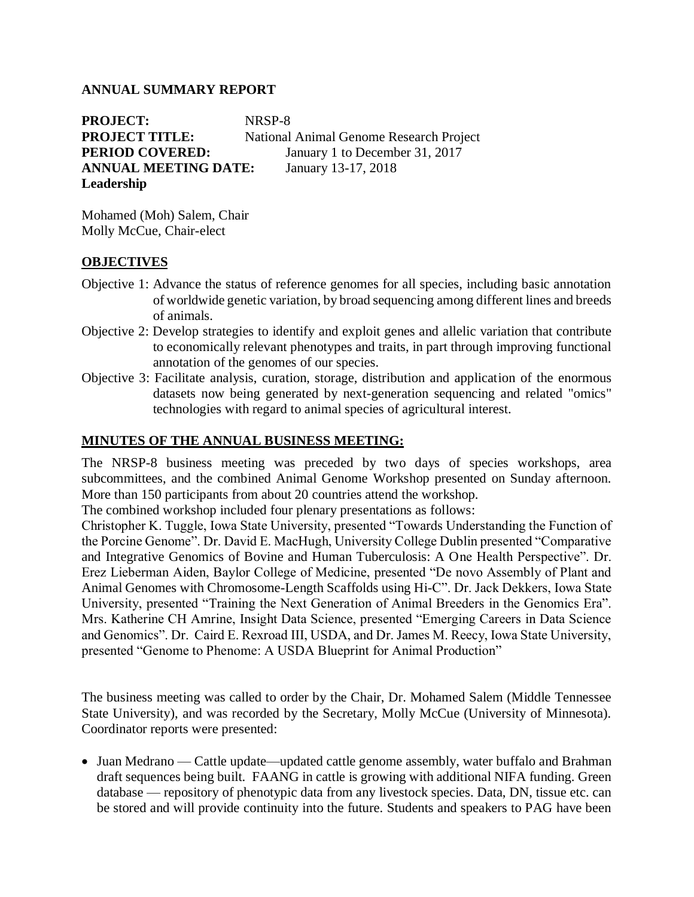**ANNUAL SUMMARY REPORT**

**PROJECT:** NRSP-8
**PROJECT TITLE:** National Animal Genome Research Project
**PERIOD COVERED:** January 1 to December 31, 2017
**ANNUAL MEETING DATE:** January 13-17, 2018
**Leadership**

Mohamed (Moh) Salem, Chair
Molly McCue, Chair-elect

## OBJECTIVES

Objective 1: Advance the status of reference genomes for all species, including basic annotation of worldwide genetic variation, by broad sequencing among different lines and breeds of animals.

Objective 2: Develop strategies to identify and exploit genes and allelic variation that contribute to economically relevant phenotypes and traits, in part through improving functional annotation of the genomes of our species.

Objective 3: Facilitate analysis, curation, storage, distribution and application of the enormous datasets now being generated by next-generation sequencing and related "omics" technologies with regard to animal species of agricultural interest.

## MINUTES OF THE ANNUAL BUSINESS MEETING:

The NRSP-8 business meeting was preceded by two days of species workshops, area subcommittees, and the combined Animal Genome Workshop presented on Sunday afternoon. More than 150 participants from about 20 countries attend the workshop.

The combined workshop included four plenary presentations as follows:

Christopher K. Tuggle, Iowa State University, presented "Towards Understanding the Function of the Porcine Genome". Dr. David E. MacHugh, University College Dublin presented "Comparative and Integrative Genomics of Bovine and Human Tuberculosis: A One Health Perspective". Dr. Erez Lieberman Aiden, Baylor College of Medicine, presented "De novo Assembly of Plant and Animal Genomes with Chromosome-Length Scaffolds using Hi-C". Dr. Jack Dekkers, Iowa State University, presented "Training the Next Generation of Animal Breeders in the Genomics Era". Mrs. Katherine CH Amrine, Insight Data Science, presented "Emerging Careers in Data Science and Genomics". Dr. Caird E. Rexroad III, USDA, and Dr. James M. Reecy, Iowa State University, presented "Genome to Phenome: A USDA Blueprint for Animal Production"

The business meeting was called to order by the Chair, Dr. Mohamed Salem (Middle Tennessee State University), and was recorded by the Secretary, Molly McCue (University of Minnesota). Coordinator reports were presented:

- Juan Medrano — Cattle update—updated cattle genome assembly, water buffalo and Brahman draft sequences being built. FAANG in cattle is growing with additional NIFA funding. Green database — repository of phenotypic data from any livestock species. Data, DN, tissue etc. can be stored and will provide continuity into the future. Students and speakers to PAG have been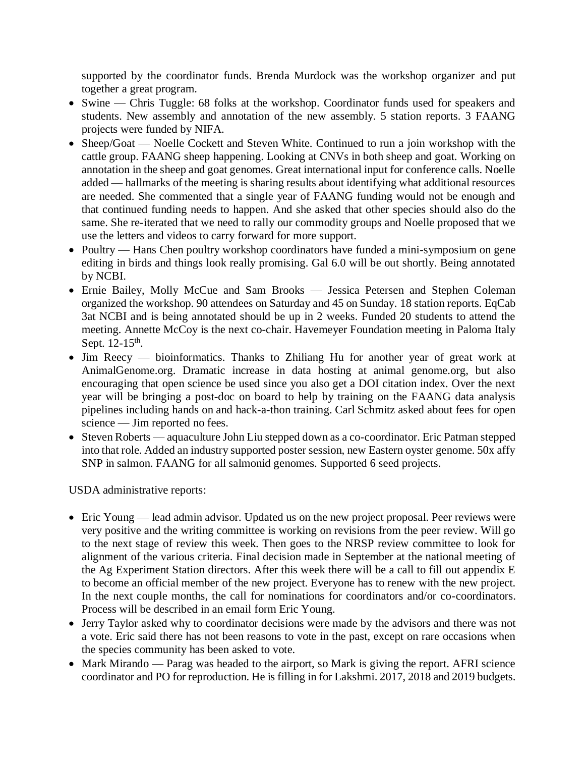supported by the coordinator funds. Brenda Murdock was the workshop organizer and put together a great program.

- Swine — Chris Tuggle: 68 folks at the workshop. Coordinator funds used for speakers and students. New assembly and annotation of the new assembly. 5 station reports. 3 FAANG projects were funded by NIFA.
- Sheep/Goat — Noelle Cockett and Steven White. Continued to run a join workshop with the cattle group. FAANG sheep happening. Looking at CNVs in both sheep and goat. Working on annotation in the sheep and goat genomes. Great international input for conference calls. Noelle added — hallmarks of the meeting is sharing results about identifying what additional resources are needed. She commented that a single year of FAANG funding would not be enough and that continued funding needs to happen. And she asked that other species should also do the same. She re-iterated that we need to rally our commodity groups and Noelle proposed that we use the letters and videos to carry forward for more support.
- Poultry — Hans Chen poultry workshop coordinators have funded a mini-symposium on gene editing in birds and things look really promising. Gal 6.0 will be out shortly. Being annotated by NCBI.
- Ernie Bailey, Molly McCue and Sam Brooks — Jessica Petersen and Stephen Coleman organized the workshop. 90 attendees on Saturday and 45 on Sunday. 18 station reports. EqCab 3at NCBI and is being annotated should be up in 2 weeks. Funded 20 students to attend the meeting. Annette McCoy is the next co-chair. Havemeyer Foundation meeting in Paloma Italy Sept. 12-15th.
- Jim Reecy — bioinformatics. Thanks to Zhiliang Hu for another year of great work at AnimalGenome.org. Dramatic increase in data hosting at animal genome.org, but also encouraging that open science be used since you also get a DOI citation index. Over the next year will be bringing a post-doc on board to help by training on the FAANG data analysis pipelines including hands on and hack-a-thon training. Carl Schmitz asked about fees for open science — Jim reported no fees.
- Steven Roberts — aquaculture John Liu stepped down as a co-coordinator. Eric Patman stepped into that role. Added an industry supported poster session, new Eastern oyster genome. 50x affy SNP in salmon. FAANG for all salmonid genomes. Supported 6 seed projects.

USDA administrative reports:

- Eric Young — lead admin advisor. Updated us on the new project proposal. Peer reviews were very positive and the writing committee is working on revisions from the peer review. Will go to the next stage of review this week. Then goes to the NRSP review committee to look for alignment of the various criteria. Final decision made in September at the national meeting of the Ag Experiment Station directors. After this week there will be a call to fill out appendix E to become an official member of the new project. Everyone has to renew with the new project. In the next couple months, the call for nominations for coordinators and/or co-coordinators. Process will be described in an email form Eric Young.
- Jerry Taylor asked why to coordinator decisions were made by the advisors and there was not a vote. Eric said there has not been reasons to vote in the past, except on rare occasions when the species community has been asked to vote.
- Mark Mirando — Parag was headed to the airport, so Mark is giving the report. AFRI science coordinator and PO for reproduction. He is filling in for Lakshmi. 2017, 2018 and 2019 budgets.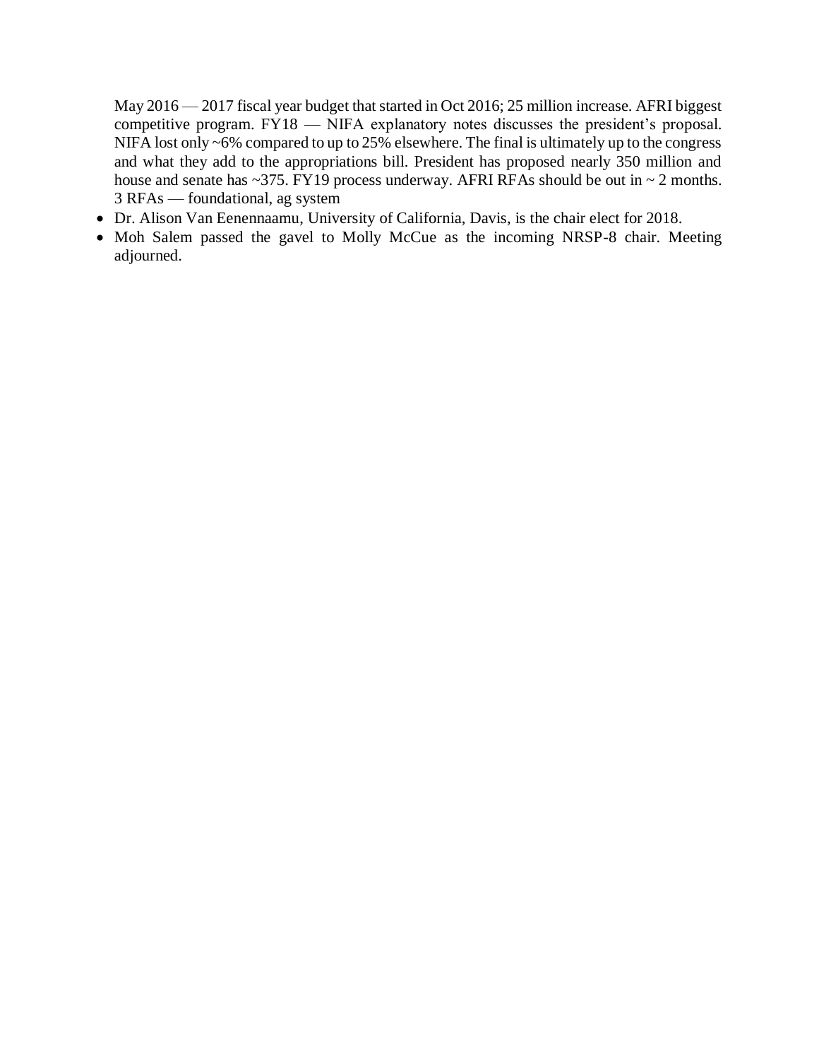May 2016 — 2017 fiscal year budget that started in Oct 2016; 25 million increase. AFRI biggest competitive program. FY18 — NIFA explanatory notes discusses the president's proposal. NIFA lost only ~6% compared to up to 25% elsewhere. The final is ultimately up to the congress and what they add to the appropriations bill. President has proposed nearly 350 million and house and senate has ~375. FY19 process underway. AFRI RFAs should be out in ~ 2 months. 3 RFAs — foundational, ag system

- Dr. Alison Van Eenennaamu, University of California, Davis, is the chair elect for 2018.
- Moh Salem passed the gavel to Molly McCue as the incoming NRSP-8 chair. Meeting adjourned.